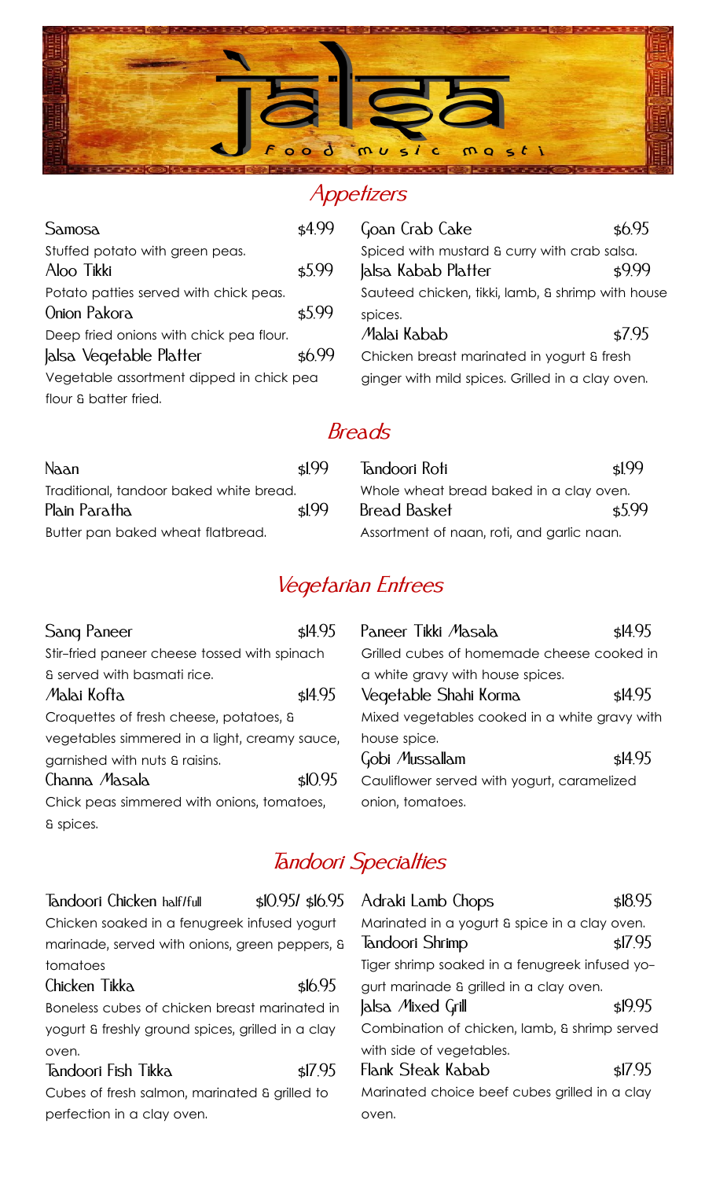# jalsa

food music masti

## Appetizers

**Samosa** $4.99
Stuffed potato with green peas.

**Aloo Tikki** $5.99
Potato patties served with chick peas.

**Onion Pakora** $5.99
Deep fried onions with chick pea flour.

**Jalsa Vegetable Platter** $6.99
Vegetable assortment dipped in chick pea flour & batter fried.

**Goan Crab Cake** $6.95
Spiced with mustard & curry with crab salsa.

**Jalsa Kabab Platter** $9.99
Sauteed chicken, tikki, lamb, & shrimp with house spices.

**Malai Kabab** $7.95
Chicken breast marinated in yogurt & fresh ginger with mild spices. Grilled in a clay oven.

## Breads

**Naan** $1.99
Traditional, tandoor baked white bread.

**Plain Paratha** $1.99
Butter pan baked wheat flatbread.

**Tandoori Roti** $1.99
Whole wheat bread baked in a clay oven.

**Bread Basket** $5.99
Assortment of naan, roti, and garlic naan.

## Vegetarian Entrees

**Sang Paneer** $14.95
Stir-fried paneer cheese tossed with spinach & served with basmati rice.

**Malai Kofta** $14.95
Croquettes of fresh cheese, potatoes, & vegetables simmered in a light, creamy sauce, garnished with nuts & raisins.

**Channa Masala** $10.95
Chick peas simmered with onions, tomatoes, & spices.

**Paneer Tikki Masala** $14.95
Grilled cubes of homemade cheese cooked in a white gravy with house spices.

**Vegetable Shahi Korma** $14.95
Mixed vegetables cooked in a white gravy with house spice.

**Gobi Mussallam** $14.95
Cauliflower served with yogurt, caramelized onion, tomatoes.

## Tandoori Specialties

**Tandoori Chicken** half/full $10.95/ $16.95
Chicken soaked in a fenugreek infused yogurt marinade, served with onions, green peppers, & tomatoes

**Chicken Tikka** $16.95
Boneless cubes of chicken breast marinated in yogurt & freshly ground spices, grilled in a clay oven.

**Tandoori Fish Tikka** $17.95
Cubes of fresh salmon, marinated & grilled to perfection in a clay oven.

**Adraki Lamb Chops** $18.95
Marinated in a yogurt & spice in a clay oven.

**Tandoori Shrimp** $17.95
Tiger shrimp soaked in a fenugreek infused yogurt marinade & grilled in a clay oven.

**Jalsa Mixed Grill** $19.95
Combination of chicken, lamb, & shrimp served with side of vegetables.

**Flank Steak Kabab** $17.95
Marinated choice beef cubes grilled in a clay oven.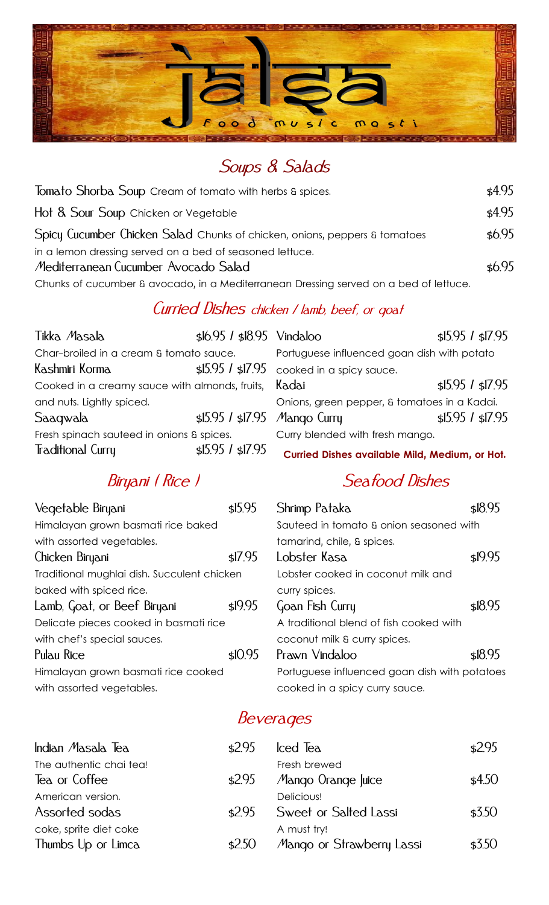# jàlsa

Food music masti

## Soups & Salads

**Tomato Shorba Soup** Cream of tomato with herbs & spices. $4.95

**Hot & Sour Soup** Chicken or Vegetable $4.95

**Spicy Cucumber Chicken Salad** Chunks of chicken, onions, peppers & tomatoes in a lemon dressing served on a bed of seasoned lettuce. $6.95

**Mediterranean Cucumber Avocado Salad** $6.95
Chunks of cucumber & avocado, in a Mediterranean Dressing served on a bed of lettuce.

## Curried Dishes *chicken / lamb, beef, or goat*

**Tikka Masala** $16.95 / $18.95
Char-broiled in a cream & tomato sauce.

**Kashmiri Korma** $15.95 / $17.95
Cooked in a creamy sauce with almonds, fruits, and nuts. Lightly spiced.

**Saagwala** $15.95 / $17.95
Fresh spinach sauteed in onions & spices.

**Traditional Curry** $15.95 / $17.95

**Vindaloo** $15.95 / $17.95
Portuguese influenced goan dish with potato cooked in a spicy sauce.

**Kadai** $15.95 / $17.95
Onions, green pepper, & tomatoes in a Kadai.

**Mango Curry** $15.95 / $17.95
Curry blended with fresh mango.

**Curried Dishes available Mild, Medium, or Hot.**

## Biryani ( Rice )

**Vegetable Biryani** $15.95
Himalayan grown basmati rice baked with assorted vegetables.

**Chicken Biryani** $17.95
Traditional mughlai dish. Succulent chicken baked with spiced rice.

**Lamb, Goat, or Beef Biryani** $19.95
Delicate pieces cooked in basmati rice with chef's special sauces.

**Pulau Rice** $10.95
Himalayan grown basmati rice cooked with assorted vegetables.

## Seafood Dishes

**Shrimp Pataka** $18.95
Sauteed in tomato & onion seasoned with tamarind, chile, & spices.

**Lobster Kasa** $19.95
Lobster cooked in coconut milk and curry spices.

**Goan Fish Curry** $18.95
A traditional blend of fish cooked with coconut milk & curry spices.

**Prawn Vindaloo** $18.95
Portuguese influenced goan dish with potatoes cooked in a spicy curry sauce.

## Beverages

**Indian Masala Tea** $2.95
The authentic chai tea!

**Tea or Coffee** $2.95
American version.

**Assorted sodas** $2.95
coke, sprite diet coke

**Thumbs Up or Limca** $2.50

**Iced Tea** $2.95
Fresh brewed

**Mango Orange Juice** $4.50
Delicious!

**Sweet or Salted Lassi** $3.50
A must try!

**Mango or Strawberry Lassi** $3.50